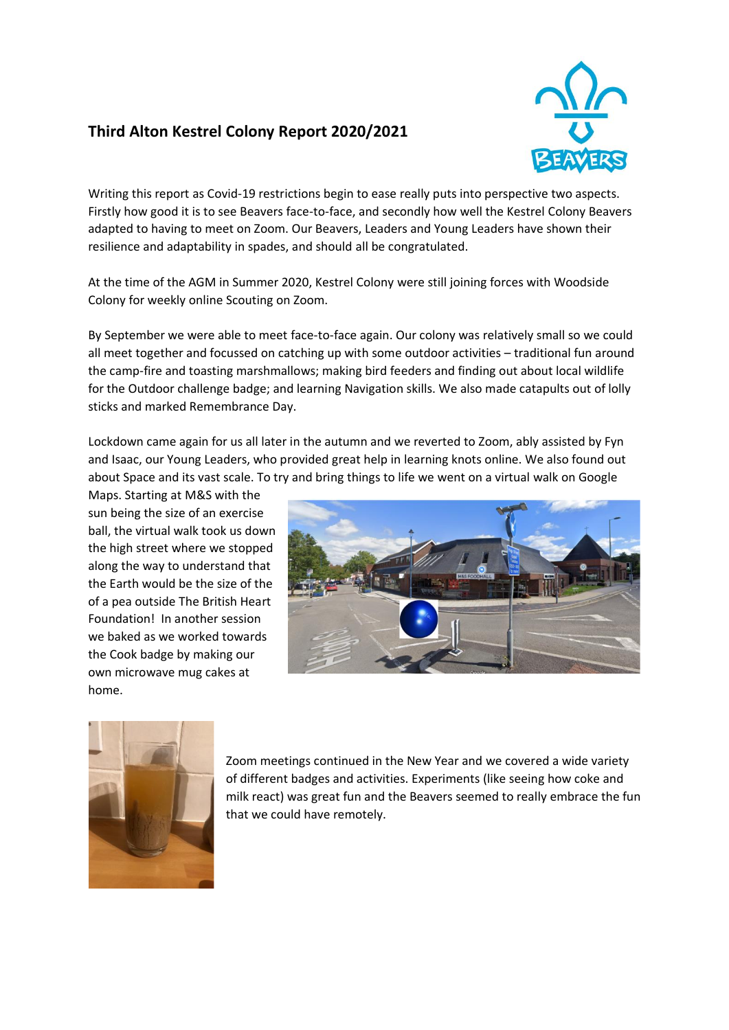# Third Alton Kestrel Colony Report 2020/2021

Writing this report as Covid-19 restrictions begin to ease really puts into perspective two aspects. Firstly how good it is to see Beavers face-to-face, and secondly how well the Kestrel Colony Beavers adapted to having to meet on Zoom. Our Beavers, Leaders and Young Leaders have shown their resilience and adaptability in spades, and should all be congratulated.

At the time of the AGM in Summer 2020, Kestrel Colony were still joining forces with Woodside Colony for weekly online Scouting on Zoom.

By September we were able to meet face-to-face again. Our colony was relatively small so we could all meet together and focussed on catching up with some outdoor activities – traditional fun around the camp-fire and toasting marshmallows; making bird feeders and finding out about local wildlife for the Outdoor challenge badge; and learning Navigation skills. We also made catapults out of lolly sticks and marked Remembrance Day.

Lockdown came again for us all later in the autumn and we reverted to Zoom, ably assisted by Fyn and Isaac, our Young Leaders, who provided great help in learning knots online. We also found out about Space and its vast scale. To try and bring things to life we went on a virtual walk on Google Maps. Starting at M&S with the sun being the size of an exercise ball, the virtual walk took us down the high street where we stopped along the way to understand that the Earth would be the size of the of a pea outside The British Heart Foundation! In another session we baked as we worked towards the Cook badge by making our own microwave mug cakes at home.

Zoom meetings continued in the New Year and we covered a wide variety of different badges and activities. Experiments (like seeing how coke and milk react) was great fun and the Beavers seemed to really embrace the fun that we could have remotely.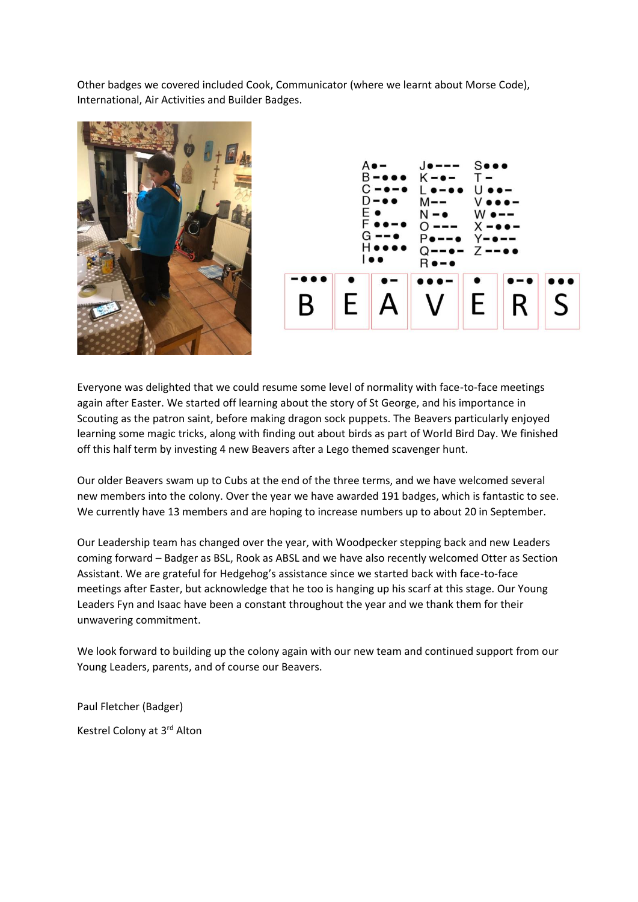Other badges we covered included Cook, Communicator (where we learnt about Morse Code), International, Air Activities and Builder Badges.

Everyone was delighted that we could resume some level of normality with face-to-face meetings again after Easter. We started off learning about the story of St George, and his importance in Scouting as the patron saint, before making dragon sock puppets. The Beavers particularly enjoyed learning some magic tricks, along with finding out about birds as part of World Bird Day. We finished off this half term by investing 4 new Beavers after a Lego themed scavenger hunt.

Our older Beavers swam up to Cubs at the end of the three terms, and we have welcomed several new members into the colony. Over the year we have awarded 191 badges, which is fantastic to see. We currently have 13 members and are hoping to increase numbers up to about 20 in September.

Our Leadership team has changed over the year, with Woodpecker stepping back and new Leaders coming forward – Badger as BSL, Rook as ABSL and we have also recently welcomed Otter as Section Assistant. We are grateful for Hedgehog's assistance since we started back with face-to-face meetings after Easter, but acknowledge that he too is hanging up his scarf at this stage. Our Young Leaders Fyn and Isaac have been a constant throughout the year and we thank them for their unwavering commitment.

We look forward to building up the colony again with our new team and continued support from our Young Leaders, parents, and of course our Beavers.

Paul Fletcher (Badger)

Kestrel Colony at 3rd Alton